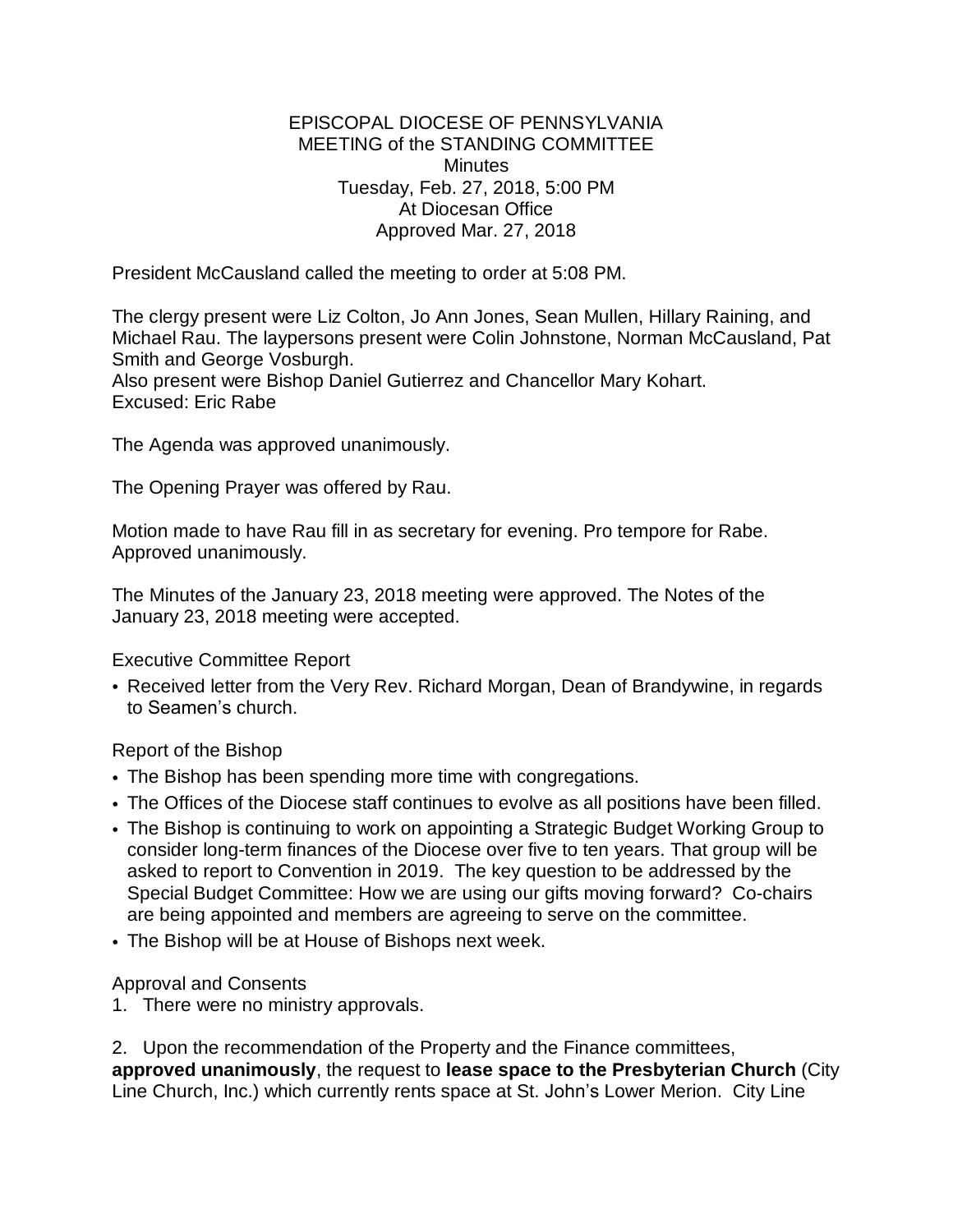EPISCOPAL DIOCESE OF PENNSYLVANIA
MEETING of the STANDING COMMITTEE
Minutes
Tuesday, Feb. 27, 2018, 5:00 PM
At Diocesan Office
Approved Mar. 27, 2018

President McCausland called the meeting to order at 5:08 PM.

The clergy present were Liz Colton, Jo Ann Jones, Sean Mullen, Hillary Raining, and Michael Rau. The laypersons present were Colin Johnstone, Norman McCausland, Pat Smith and George Vosburgh.
Also present were Bishop Daniel Gutierrez and Chancellor Mary Kohart.
Excused: Eric Rabe

The Agenda was approved unanimously.

The Opening Prayer was offered by Rau.

Motion made to have Rau fill in as secretary for evening. Pro tempore for Rabe. Approved unanimously.

The Minutes of the January 23, 2018 meeting were approved. The Notes of the January 23, 2018 meeting were accepted.

Executive Committee Report

- Received letter from the Very Rev. Richard Morgan, Dean of Brandywine, in regards to Seamen's church.

Report of the Bishop

- The Bishop has been spending more time with congregations.
- The Offices of the Diocese staff continues to evolve as all positions have been filled.
- The Bishop is continuing to work on appointing a Strategic Budget Working Group to consider long-term finances of the Diocese over five to ten years. That group will be asked to report to Convention in 2019. The key question to be addressed by the Special Budget Committee: How we are using our gifts moving forward? Co-chairs are being appointed and members are agreeing to serve on the committee.
- The Bishop will be at House of Bishops next week.

Approval and Consents

1. There were no ministry approvals.

2. Upon the recommendation of the Property and the Finance committees, **approved unanimously**, the request to **lease space to the Presbyterian Church** (City Line Church, Inc.) which currently rents space at St. John's Lower Merion. City Line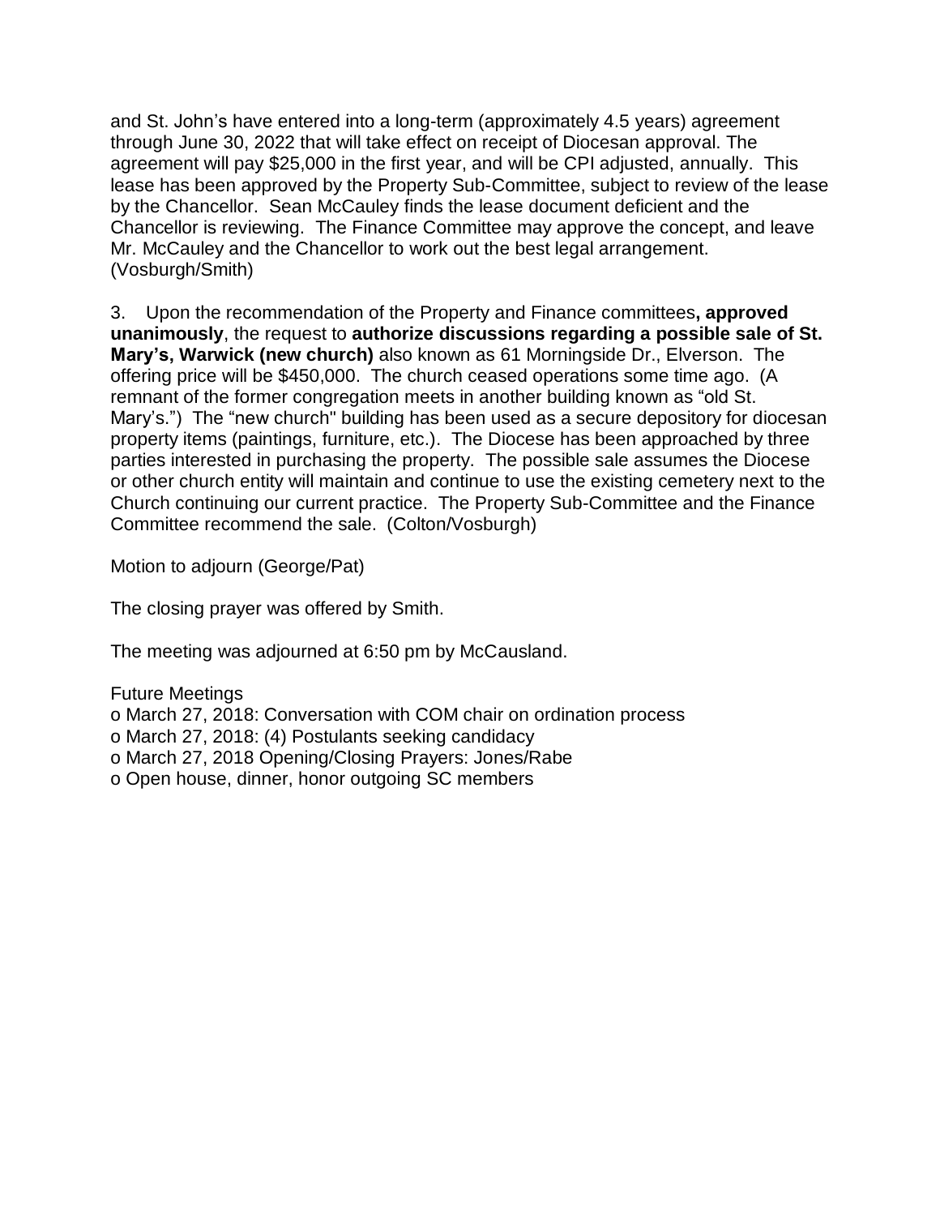and St. John's have entered into a long-term (approximately 4.5 years) agreement through June 30, 2022 that will take effect on receipt of Diocesan approval. The agreement will pay $25,000 in the first year, and will be CPI adjusted, annually. This lease has been approved by the Property Sub-Committee, subject to review of the lease by the Chancellor. Sean McCauley finds the lease document deficient and the Chancellor is reviewing. The Finance Committee may approve the concept, and leave Mr. McCauley and the Chancellor to work out the best legal arrangement. (Vosburgh/Smith)

3. Upon the recommendation of the Property and Finance committees**, approved unanimously**, the request to **authorize discussions regarding a possible sale of St. Mary's, Warwick (new church)** also known as 61 Morningside Dr., Elverson. The offering price will be $450,000. The church ceased operations some time ago. (A remnant of the former congregation meets in another building known as "old St. Mary's.") The "new church" building has been used as a secure depository for diocesan property items (paintings, furniture, etc.). The Diocese has been approached by three parties interested in purchasing the property. The possible sale assumes the Diocese or other church entity will maintain and continue to use the existing cemetery next to the Church continuing our current practice. The Property Sub-Committee and the Finance Committee recommend the sale. (Colton/Vosburgh)

Motion to adjourn (George/Pat)

The closing prayer was offered by Smith.

The meeting was adjourned at 6:50 pm by McCausland.

Future Meetings

- March 27, 2018: Conversation with COM chair on ordination process
- March 27, 2018: (4) Postulants seeking candidacy
- March 27, 2018 Opening/Closing Prayers: Jones/Rabe
- Open house, dinner, honor outgoing SC members